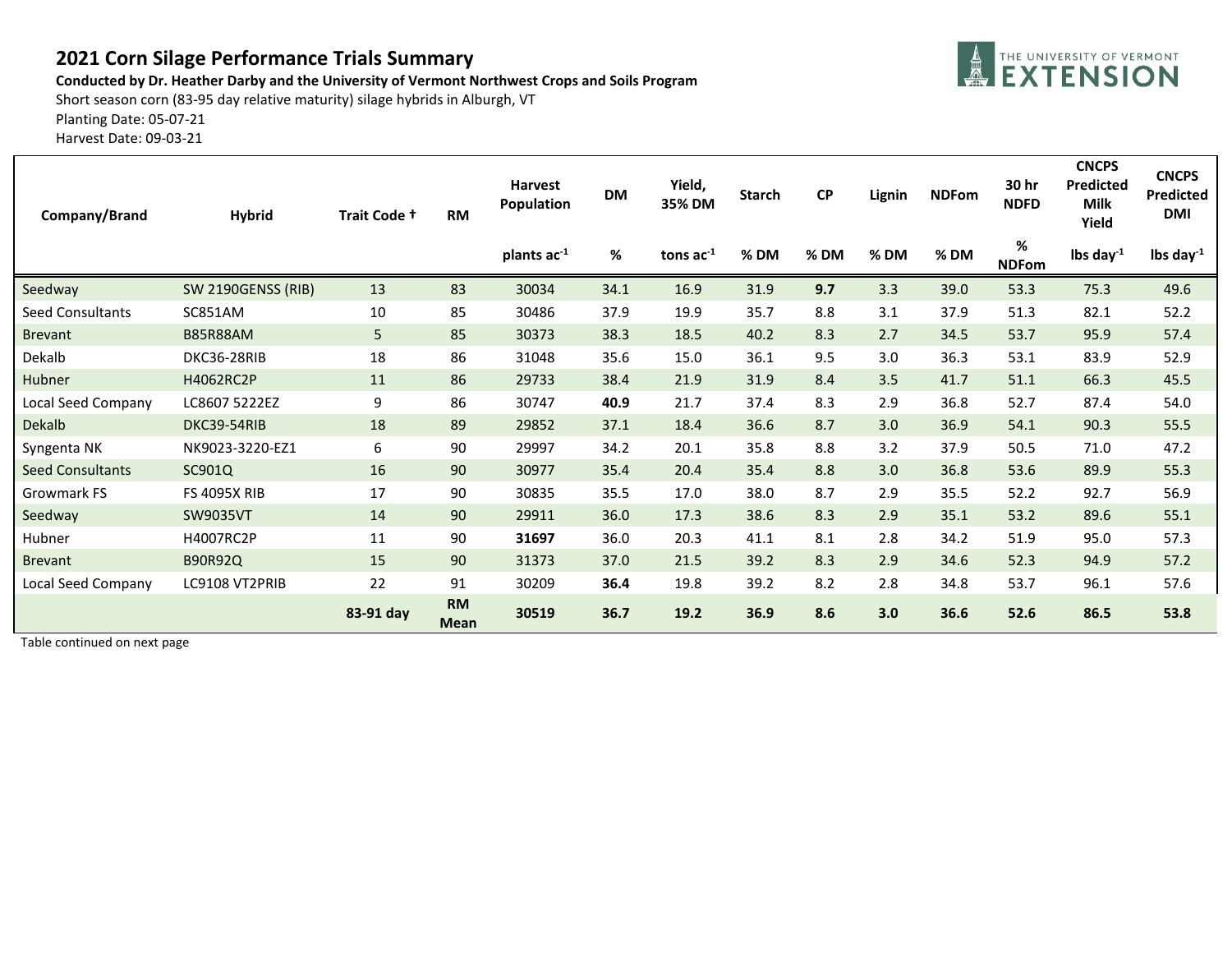# 2021 Corn Silage Performance Trials Summary

**Conducted by Dr. Heather Darby and the University of Vermont Northwest Crops and Soils Program**

Short season corn (83-95 day relative maturity) silage hybrids in Alburgh, VT

Planting Date: 05-07-21

Harvest Date: 09-03-21

| Company/Brand | Hybrid | Trait Code † | RM | Harvest Population | DM | Yield, 35% DM | Starch | CP | Lignin | NDFom | 30 hr NDFD | CNCPS Predicted Milk Yield | CNCPS Predicted DMI |
|---|---|---|---|---|---|---|---|---|---|---|---|---|---|
| | | | | plants $ac^{-1}$ | % | tons $ac^{-1}$ | % DM | % DM | % DM | % DM | % NDFom | lbs $day^{-1}$ | lbs $day^{-1}$ |
| Seedway | SW 2190GENSS (RIB) | 13 | 83 | 30034 | 34.1 | 16.9 | 31.9 | **9.7** | 3.3 | 39.0 | 53.3 | 75.3 | 49.6 |
| Seed Consultants | SC851AM | 10 | 85 | 30486 | 37.9 | 19.9 | 35.7 | 8.8 | 3.1 | 37.9 | 51.3 | 82.1 | 52.2 |
| Brevant | B85R88AM | 5 | 85 | 30373 | 38.3 | 18.5 | 40.2 | 8.3 | 2.7 | 34.5 | 53.7 | 95.9 | 57.4 |
| Dekalb | DKC36-28RIB | 18 | 86 | 31048 | 35.6 | 15.0 | 36.1 | 9.5 | 3.0 | 36.3 | 53.1 | 83.9 | 52.9 |
| Hubner | H4062RC2P | 11 | 86 | 29733 | 38.4 | 21.9 | 31.9 | 8.4 | 3.5 | 41.7 | 51.1 | 66.3 | 45.5 |
| Local Seed Company | LC8607 5222EZ | 9 | 86 | 30747 | **40.9** | 21.7 | 37.4 | 8.3 | 2.9 | 36.8 | 52.7 | 87.4 | 54.0 |
| Dekalb | DKC39-54RIB | 18 | 89 | 29852 | 37.1 | 18.4 | 36.6 | 8.7 | 3.0 | 36.9 | 54.1 | 90.3 | 55.5 |
| Syngenta NK | NK9023-3220-EZ1 | 6 | 90 | 29997 | 34.2 | 20.1 | 35.8 | 8.8 | 3.2 | 37.9 | 50.5 | 71.0 | 47.2 |
| Seed Consultants | SC901Q | 16 | 90 | 30977 | 35.4 | 20.4 | 35.4 | 8.8 | 3.0 | 36.8 | 53.6 | 89.9 | 55.3 |
| Growmark FS | FS 4095X RIB | 17 | 90 | 30835 | 35.5 | 17.0 | 38.0 | 8.7 | 2.9 | 35.5 | 52.2 | 92.7 | 56.9 |
| Seedway | SW9035VT | 14 | 90 | 29911 | 36.0 | 17.3 | 38.6 | 8.3 | 2.9 | 35.1 | 53.2 | 89.6 | 55.1 |
| Hubner | H4007RC2P | 11 | 90 | **31697** | 36.0 | 20.3 | 41.1 | 8.1 | 2.8 | 34.2 | 51.9 | 95.0 | 57.3 |
| Brevant | B90R92Q | 15 | 90 | 31373 | 37.0 | 21.5 | 39.2 | 8.3 | 2.9 | 34.6 | 52.3 | 94.9 | 57.2 |
| Local Seed Company | LC9108 VT2PRIB | 22 | 91 | 30209 | **36.4** | 19.8 | 39.2 | 8.2 | 2.8 | 34.8 | 53.7 | 96.1 | 57.6 |
| | | **83-91 day** | **RM Mean** | **30519** | **36.7** | **19.2** | **36.9** | **8.6** | **3.0** | **36.6** | **52.6** | **86.5** | **53.8** |

Table continued on next page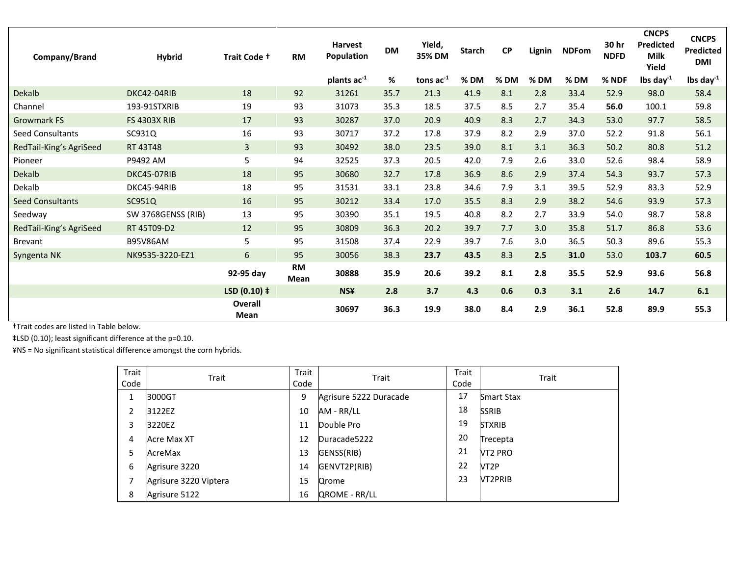| Company/Brand | Hybrid | Trait Code † | RM | Harvest Population | DM | Yield, 35% DM | Starch | CP | Lignin | NDFom | 30 hr NDFD | CNCPS Predicted Milk Yield | CNCPS Predicted DMI |
|---|---|---|---|---|---|---|---|---|---|---|---|---|---|
| | | | | plants ac$^{-1}$ | % | tons ac$^{-1}$ | % DM | % DM | % DM | % DM | % NDF | lbs day$^{-1}$ | lbs day$^{-1}$ |
| Dekalb | DKC42-04RIB | 18 | 92 | 31261 | 35.7 | 21.3 | 41.9 | 8.1 | 2.8 | 33.4 | 52.9 | 98.0 | 58.4 |
| Channel | 193-91STXRIB | 19 | 93 | 31073 | 35.3 | 18.5 | 37.5 | 8.5 | 2.7 | 35.4 | **56.0** | 100.1 | 59.8 |
| Growmark FS | FS 4303X RIB | 17 | 93 | 30287 | 37.0 | 20.9 | 40.9 | 8.3 | 2.7 | 34.3 | 53.0 | 97.7 | 58.5 |
| Seed Consultants | SC931Q | 16 | 93 | 30717 | 37.2 | 17.8 | 37.9 | 8.2 | 2.9 | 37.0 | 52.2 | 91.8 | 56.1 |
| RedTail-King's AgriSeed | RT 43T48 | 3 | 93 | 30492 | 38.0 | 23.5 | 39.0 | 8.1 | 3.1 | 36.3 | 50.2 | 80.8 | 51.2 |
| Pioneer | P9492 AM | 5 | 94 | 32525 | 37.3 | 20.5 | 42.0 | 7.9 | 2.6 | 33.0 | 52.6 | 98.4 | 58.9 |
| Dekalb | DKC45-07RIB | 18 | 95 | 30680 | 32.7 | 17.8 | 36.9 | 8.6 | 2.9 | 37.4 | 54.3 | 93.7 | 57.3 |
| Dekalb | DKC45-94RIB | 18 | 95 | 31531 | 33.1 | 23.8 | 34.6 | 7.9 | 3.1 | 39.5 | 52.9 | 83.3 | 52.9 |
| Seed Consultants | SC951Q | 16 | 95 | 30212 | 33.4 | 17.0 | 35.5 | 8.3 | 2.9 | 38.2 | 54.6 | 93.9 | 57.3 |
| Seedway | SW 3768GENSS (RIB) | 13 | 95 | 30390 | 35.1 | 19.5 | 40.8 | 8.2 | 2.7 | 33.9 | 54.0 | 98.7 | 58.8 |
| RedTail-King's AgriSeed | RT 45T09-D2 | 12 | 95 | 30809 | 36.3 | 20.2 | 39.7 | 7.7 | 3.0 | 35.8 | 51.7 | 86.8 | 53.6 |
| Brevant | B95V86AM | 5 | 95 | 31508 | 37.4 | 22.9 | 39.7 | 7.6 | 3.0 | 36.5 | 50.3 | 89.6 | 55.3 |
| Syngenta NK | NK9535-3220-EZ1 | 6 | 95 | 30056 | 38.3 | **23.7** | **43.5** | 8.3 | **2.5** | **31.0** | 53.0 | **103.7** | **60.5** |
| | | **92-95 day** | **RM Mean** | **30888** | **35.9** | **20.6** | **39.2** | **8.1** | **2.8** | **35.5** | **52.9** | **93.6** | **56.8** |
| | | **LSD (0.10) ‡** | | **NS¥** | **2.8** | **3.7** | **4.3** | **0.6** | **0.3** | **3.1** | **2.6** | **14.7** | **6.1** |
| | | **Overall Mean** | | **30697** | **36.3** | **19.9** | **38.0** | **8.4** | **2.9** | **36.1** | **52.8** | **89.9** | **55.3** |

†Trait codes are listed in Table below.

‡LSD (0.10); least significant difference at the p=0.10.

¥NS = No significant statistical difference amongst the corn hybrids.

| Trait Code | Trait | Trait Code | Trait | Trait Code | Trait |
|---|---|---|---|---|---|
| 1 | 3000GT | 9 | Agrisure 5222 Duracade | 17 | Smart Stax |
| 2 | 3122EZ | 10 | AM - RR/LL | 18 | SSRIB |
| 3 | 3220EZ | 11 | Double Pro | 19 | STXRIB |
| 4 | Acre Max XT | 12 | Duracade5222 | 20 | Trecepta |
| 5 | AcreMax | 13 | GENSS(RIB) | 21 | VT2 PRO |
| 6 | Agrisure 3220 | 14 | GENVT2P(RIB) | 22 | VT2P |
| 7 | Agrisure 3220 Viptera | 15 | Qrome | 23 | VT2PRIB |
| 8 | Agrisure 5122 | 16 | QROME - RR/LL | | |